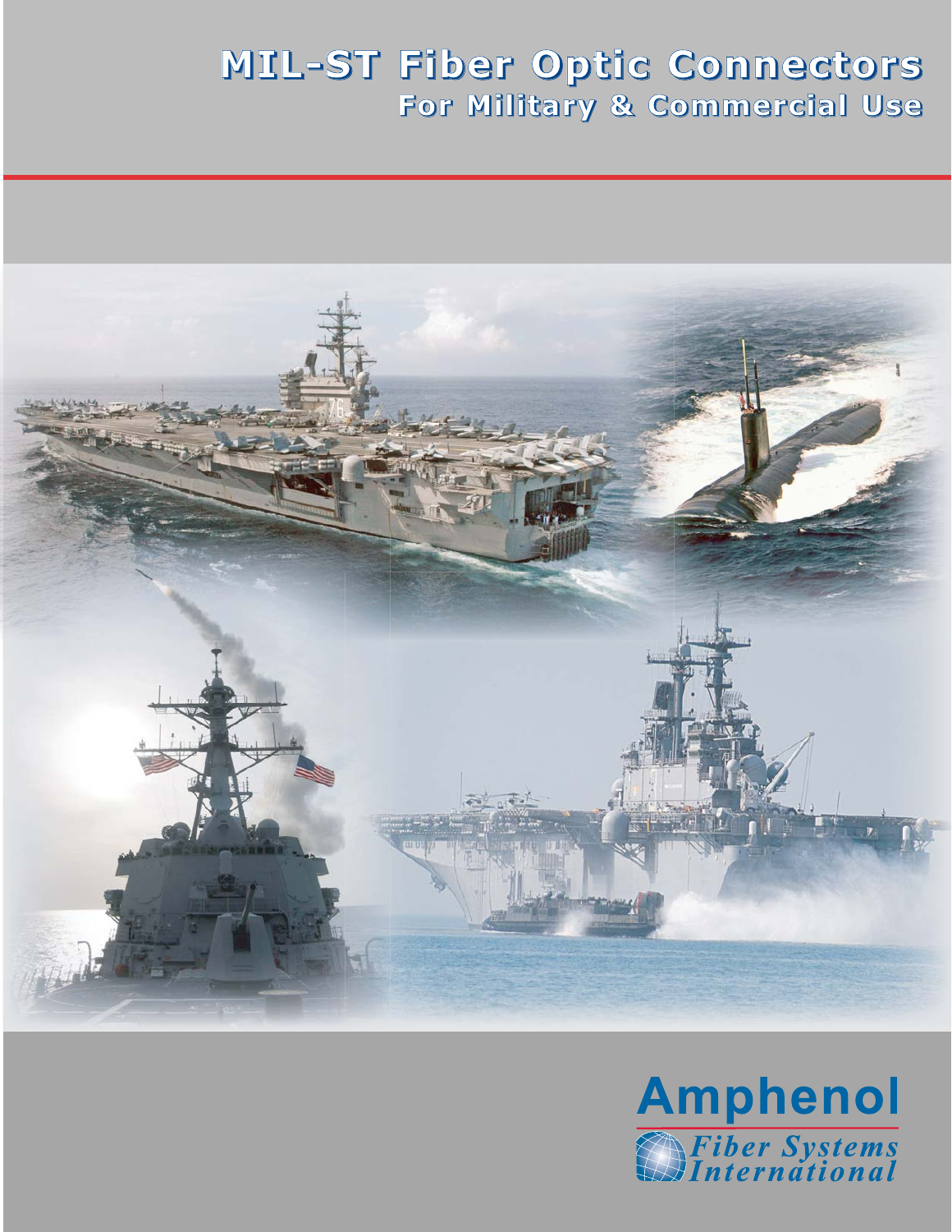# MIL-ST Fiber Optic Connectors

## For Military & Commercial Use

Amphenol

*Fiber Systems International*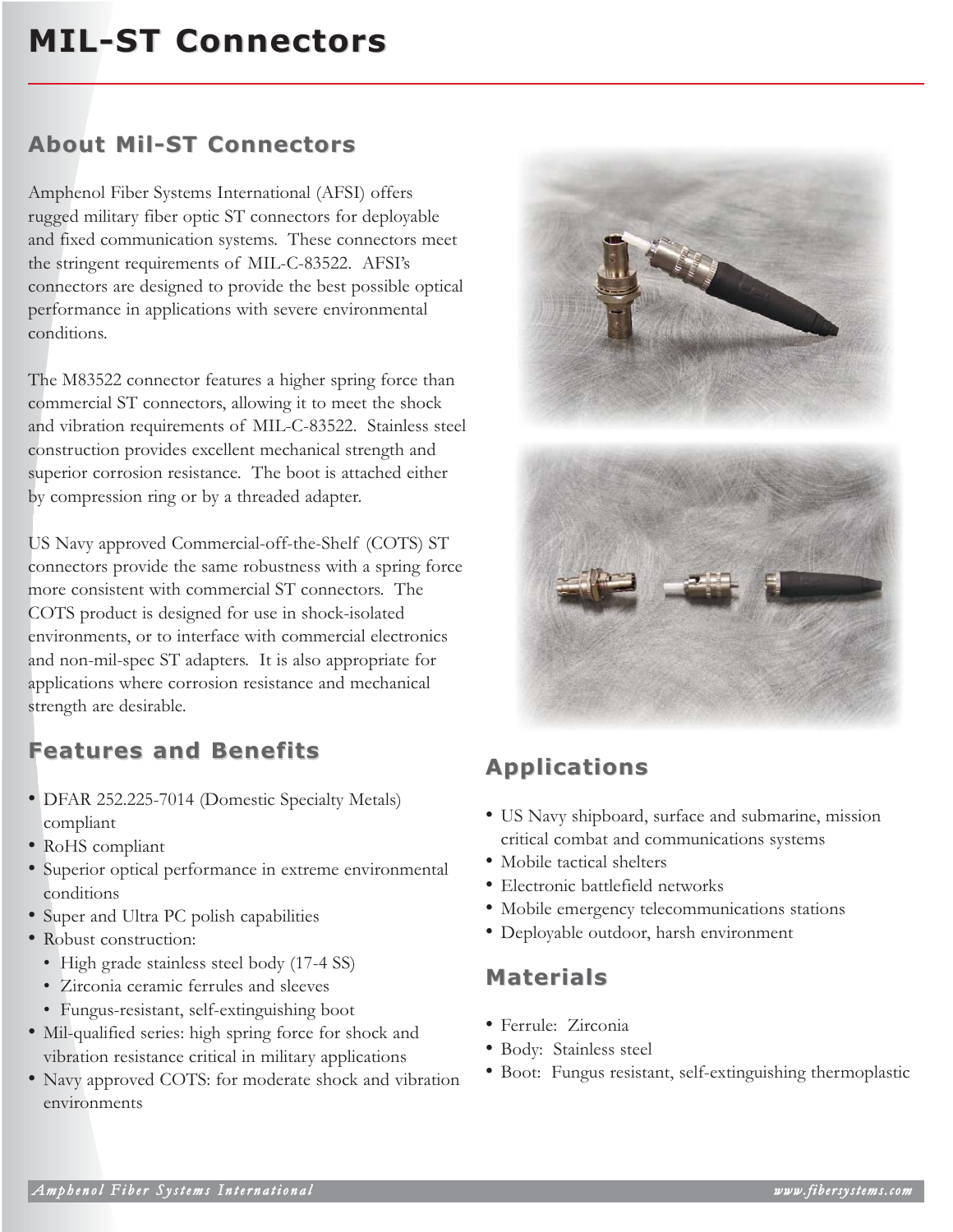# MIL-ST Connectors

## About Mil-ST Connectors

Amphenol Fiber Systems International (AFSI) offers rugged military fiber optic ST connectors for deployable and fixed communication systems. These connectors meet the stringent requirements of MIL-C-83522. AFSI's connectors are designed to provide the best possible optical performance in applications with severe environmental conditions.

The M83522 connector features a higher spring force than commercial ST connectors, allowing it to meet the shock and vibration requirements of MIL-C-83522. Stainless steel construction provides excellent mechanical strength and superior corrosion resistance. The boot is attached either by compression ring or by a threaded adapter.

US Navy approved Commercial-off-the-Shelf (COTS) ST connectors provide the same robustness with a spring force more consistent with commercial ST connectors. The COTS product is designed for use in shock-isolated environments, or to interface with commercial electronics and non-mil-spec ST adapters. It is also appropriate for applications where corrosion resistance and mechanical strength are desirable.

## Features and Benefits

- DFAR 252.225-7014 (Domestic Specialty Metals) compliant
- RoHS compliant
- Superior optical performance in extreme environmental conditions
- Super and Ultra PC polish capabilities
- Robust construction:
  - High grade stainless steel body (17-4 SS)
  - Zirconia ceramic ferrules and sleeves
  - Fungus-resistant, self-extinguishing boot
- Mil-qualified series: high spring force for shock and vibration resistance critical in military applications
- Navy approved COTS: for moderate shock and vibration environments

## Applications

- US Navy shipboard, surface and submarine, mission critical combat and communications systems
- Mobile tactical shelters
- Electronic battlefield networks
- Mobile emergency telecommunications stations
- Deployable outdoor, harsh environment

## Materials

- Ferrule: Zirconia
- Body: Stainless steel
- Boot: Fungus resistant, self-extinguishing thermoplastic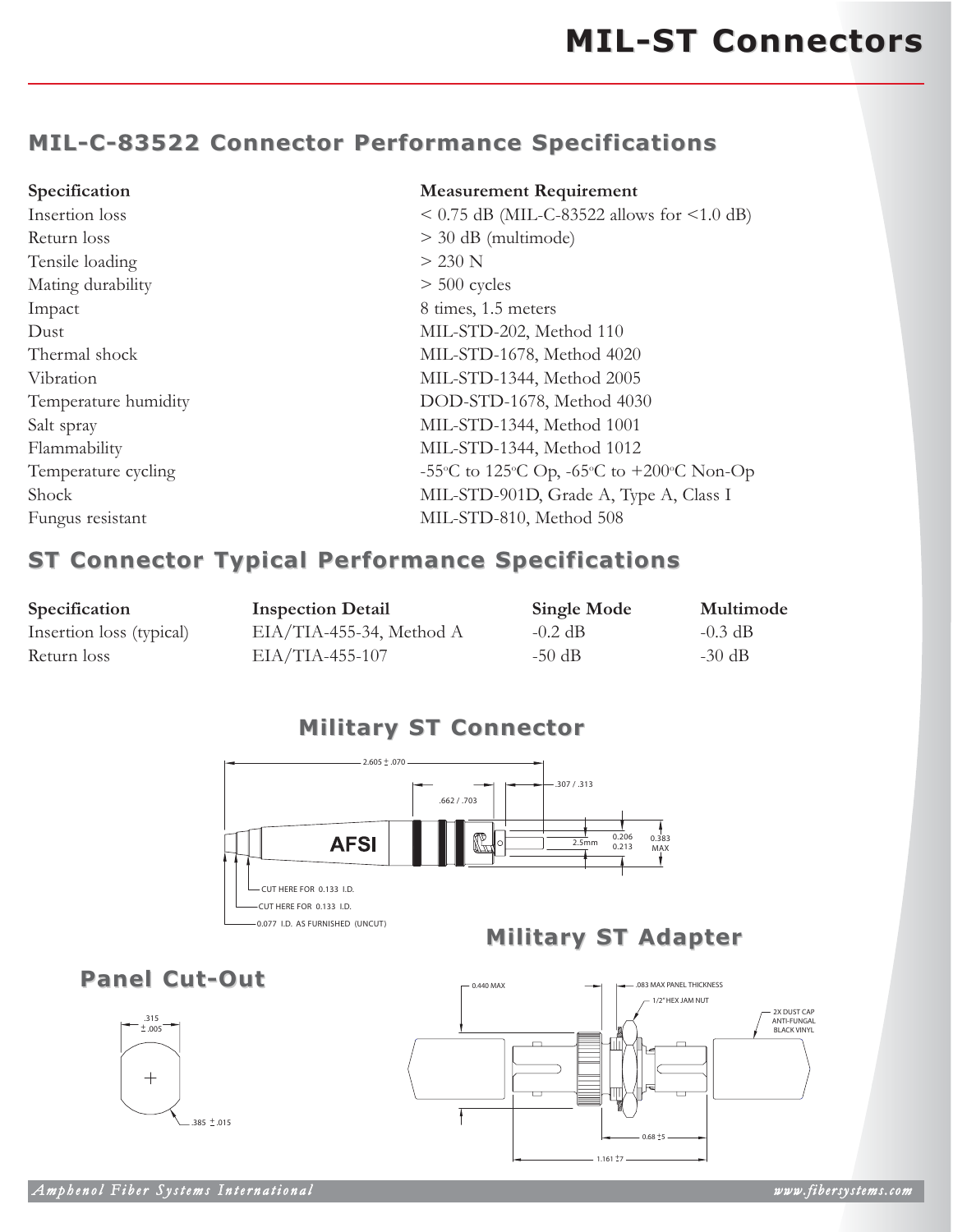# MIL-ST Connectors

## MIL-C-83522 Connector Performance Specifications

| Specification | Measurement Requirement |
|---|---|
| Insertion loss | < 0.75 dB (MIL-C-83522 allows for <1.0 dB) |
| Return loss | > 30 dB (multimode) |
| Tensile loading | > 230 N |
| Mating durability | > 500 cycles |
| Impact | 8 times, 1.5 meters |
| Dust | MIL-STD-202, Method 110 |
| Thermal shock | MIL-STD-1678, Method 4020 |
| Vibration | MIL-STD-1344, Method 2005 |
| Temperature humidity | DOD-STD-1678, Method 4030 |
| Salt spray | MIL-STD-1344, Method 1001 |
| Flammability | MIL-STD-1344, Method 1012 |
| Temperature cycling | -55°C to 125°C Op, -65°C to +200°C Non-Op |
| Shock | MIL-STD-901D, Grade A, Type A, Class I |
| Fungus resistant | MIL-STD-810, Method 508 |

## ST Connector Typical Performance Specifications

| Specification | Inspection Detail | Single Mode | Multimode |
|---|---|---|---|
| Insertion loss (typical) | EIA/TIA-455-34, Method A | -0.2 dB | -0.3 dB |
| Return loss | EIA/TIA-455-107 | -50 dB | -30 dB |

## Military ST Connector

2.605 ± .070

.662 / .703

.307 / .313

AFSI

2.5mm

0.206 / 0.213

0.383 MAX

CUT HERE FOR 0.133 I.D.

CUT HERE FOR 0.133 I.D.

0.077 I.D. AS FURNISHED (UNCUT)

## Military ST Adapter

0.440 MAX

.083 MAX PANEL THICKNESS

1/2" HEX JAM NUT

2X DUST CAP ANTI-FUNGAL BLACK VINYL

0.68 ±5

1.161 ±7

## Panel Cut-Out

.315 ± .005

.385 ± .015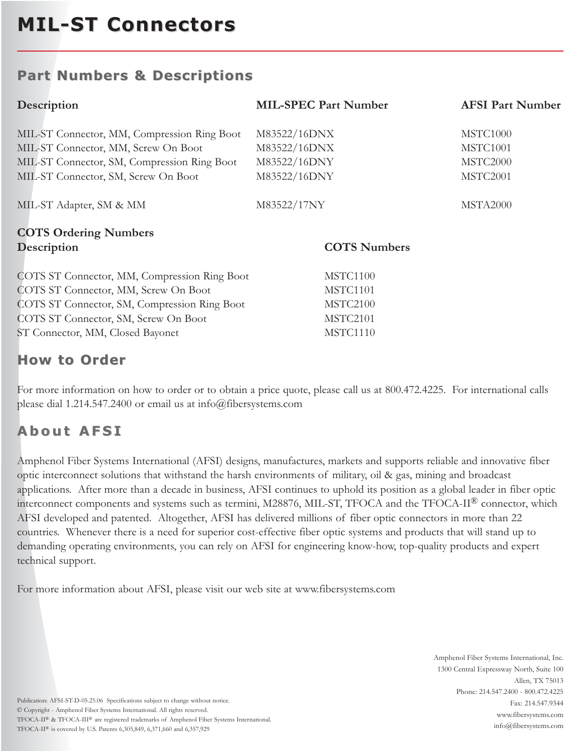# MIL-ST Connectors

## Part Numbers & Descriptions

| Description | MIL-SPEC Part Number | AFSI Part Number |
|---|---|---|
| MIL-ST Connector, MM, Compression Ring Boot | M83522/16DNX | MSTC1000 |
| MIL-ST Connector, MM, Screw On Boot | M83522/16DNX | MSTC1001 |
| MIL-ST Connector, SM, Compression Ring Boot | M83522/16DNY | MSTC2000 |
| MIL-ST Connector, SM, Screw On Boot | M83522/16DNY | MSTC2001 |
| MIL-ST Adapter, SM & MM | M83522/17NY | MSTA2000 |

**COTS Ordering Numbers**

| Description | COTS Numbers |
|---|---|
| COTS ST Connector, MM, Compression Ring Boot | MSTC1100 |
| COTS ST Connector, MM, Screw On Boot | MSTC1101 |
| COTS ST Connector, SM, Compression Ring Boot | MSTC2100 |
| COTS ST Connector, SM, Screw On Boot | MSTC2101 |
| ST Connector, MM, Closed Bayonet | MSTC1110 |

## How to Order

For more information on how to order or to obtain a price quote, please call us at 800.472.4225. For international calls please dial 1.214.547.2400 or email us at info@fibersystems.com

## About AFSI

Amphenol Fiber Systems International (AFSI) designs, manufactures, markets and supports reliable and innovative fiber optic interconnect solutions that withstand the harsh environments of military, oil & gas, mining and broadcast applications. After more than a decade in business, AFSI continues to uphold its position as a global leader in fiber optic interconnect components and systems such as termini, M28876, MIL-ST, TFOCA and the TFOCA-II® connector, which AFSI developed and patented. Altogether, AFSI has delivered millions of fiber optic connectors in more than 22 countries. Whenever there is a need for superior cost-effective fiber optic systems and products that will stand up to demanding operating environments, you can rely on AFSI for engineering know-how, top-quality products and expert technical support.

For more information about AFSI, please visit our web site at www.fibersystems.com

Amphenol Fiber Systems International, Inc.
1300 Central Expressway North, Suite 100
Allen, TX 75013
Phone: 214.547.2400 - 800.472.4225
Fax: 214.547.9344
www.fibersystems.com
info@fibersystems.com

Publication: AFSI-ST-D-05.25.06 Specifications subject to change without notice.
© Copyright - Amphenol Fiber Systems International. All rights reserved.
TFOCA-II® & TFOCA-III® are registered trademarks of Amphenol Fiber Systems International.
TFOCA-II® is covered by U.S. Patents 6,305,849, 6,371,660 and 6,357,929